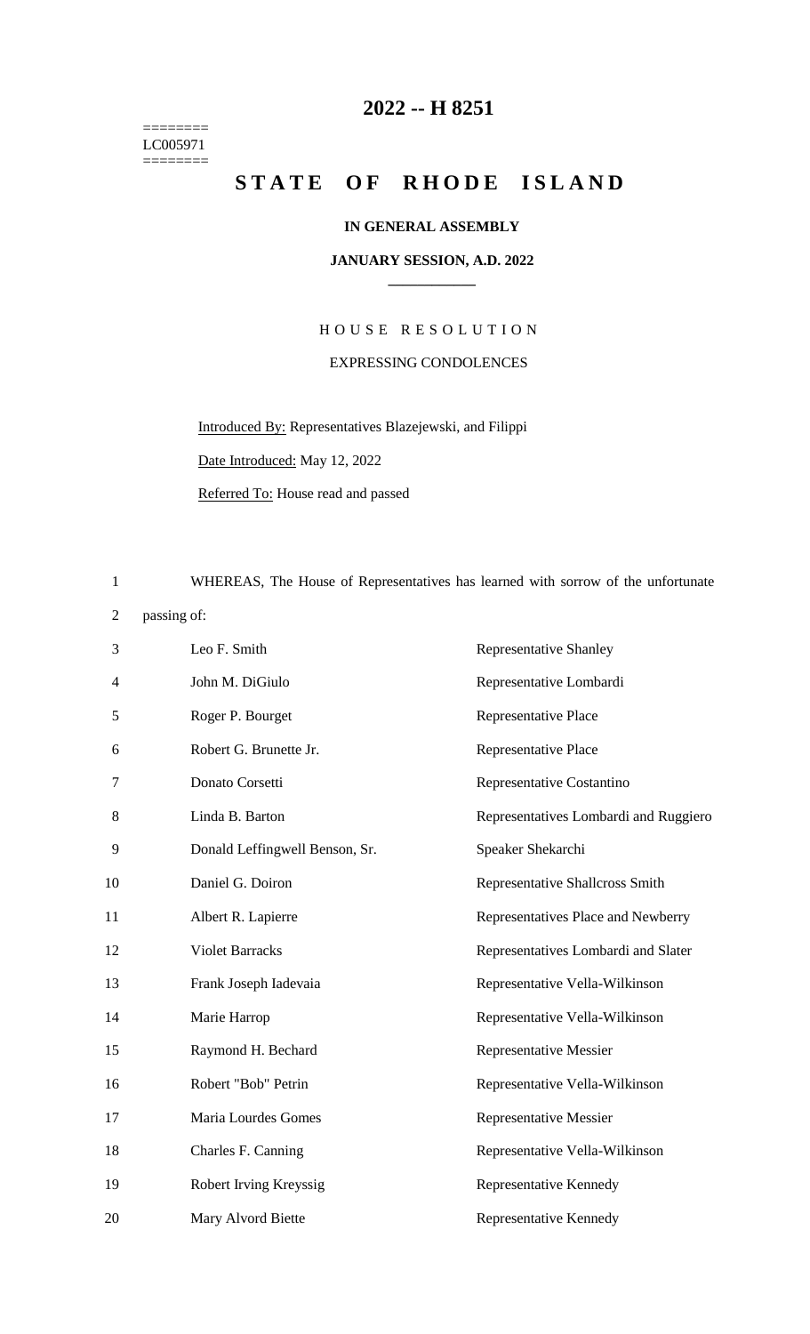# 2022 -- H 8251

========
LC005971
========

## STATE OF RHODE ISLAND

**IN GENERAL ASSEMBLY**

**JANUARY SESSION, A.D. 2022**

### HOUSE RESOLUTION

EXPRESSING CONDOLENCES

Introduced By: Representatives Blazejewski, and Filippi

Date Introduced: May 12, 2022

Referred To: House read and passed

WHEREAS, The House of Representatives has learned with sorrow of the unfortunate passing of:

| | |
|---|---|
| Leo F. Smith | Representative Shanley |
| John M. DiGiulo | Representative Lombardi |
| Roger P. Bourget | Representative Place |
| Robert G. Brunette Jr. | Representative Place |
| Donato Corsetti | Representative Costantino |
| Linda B. Barton | Representatives Lombardi and Ruggiero |
| Donald Leffingwell Benson, Sr. | Speaker Shekarchi |
| Daniel G. Doiron | Representative Shallcross Smith |
| Albert R. Lapierre | Representatives Place and Newberry |
| Violet Barracks | Representatives Lombardi and Slater |
| Frank Joseph Iadevaia | Representative Vella-Wilkinson |
| Marie Harrop | Representative Vella-Wilkinson |
| Raymond H. Bechard | Representative Messier |
| Robert "Bob" Petrin | Representative Vella-Wilkinson |
| Maria Lourdes Gomes | Representative Messier |
| Charles F. Canning | Representative Vella-Wilkinson |
| Robert Irving Kreyssig | Representative Kennedy |
| Mary Alvord Biette | Representative Kennedy |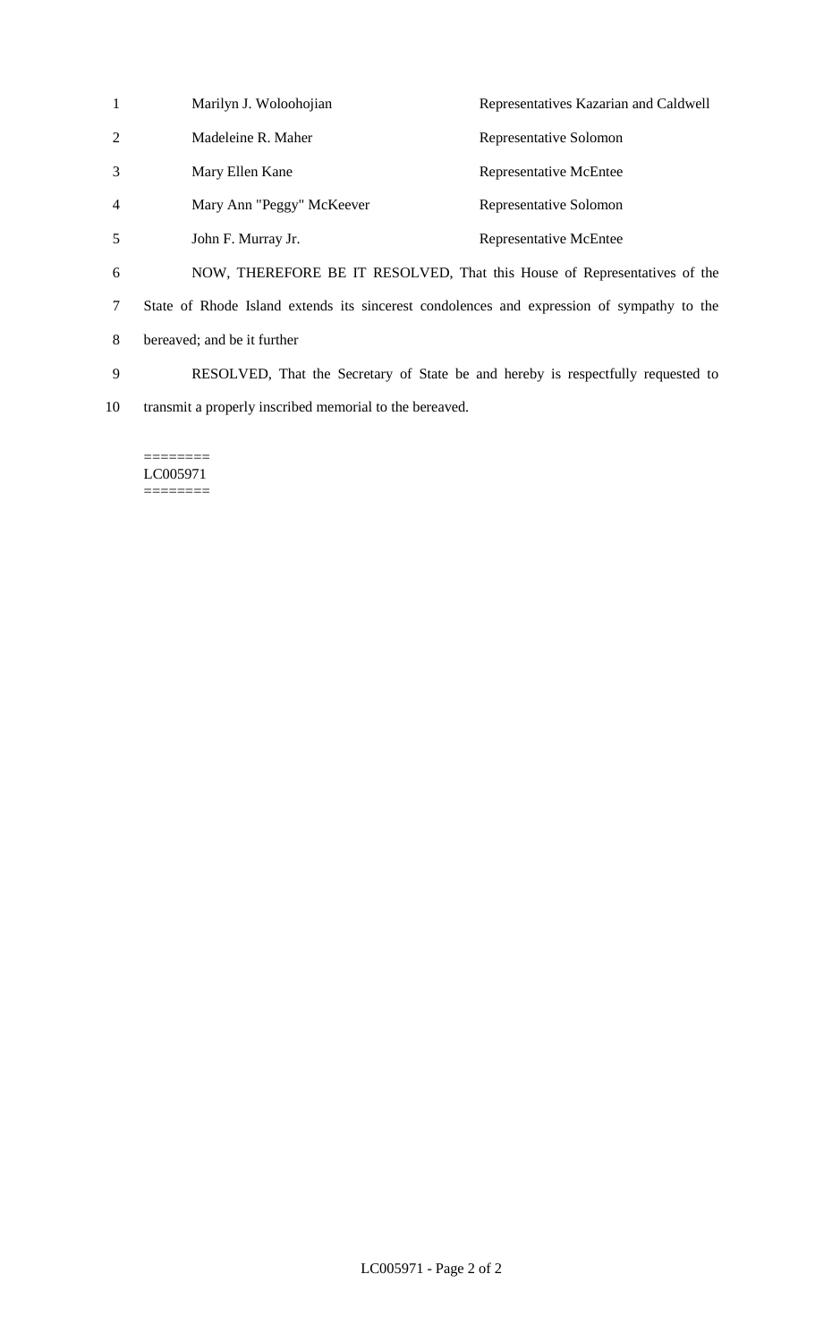| | |
|---|---|
| Marilyn J. Woloohojian | Representatives Kazarian and Caldwell |
| Madeleine R. Maher | Representative Solomon |
| Mary Ellen Kane | Representative McEntee |
| Mary Ann "Peggy" McKeever | Representative Solomon |
| John F. Murray Jr. | Representative McEntee |

NOW, THEREFORE BE IT RESOLVED, That this House of Representatives of the State of Rhode Island extends its sincerest condolences and expression of sympathy to the bereaved; and be it further

RESOLVED, That the Secretary of State be and hereby is respectfully requested to transmit a properly inscribed memorial to the bereaved.

========
LC005971
========